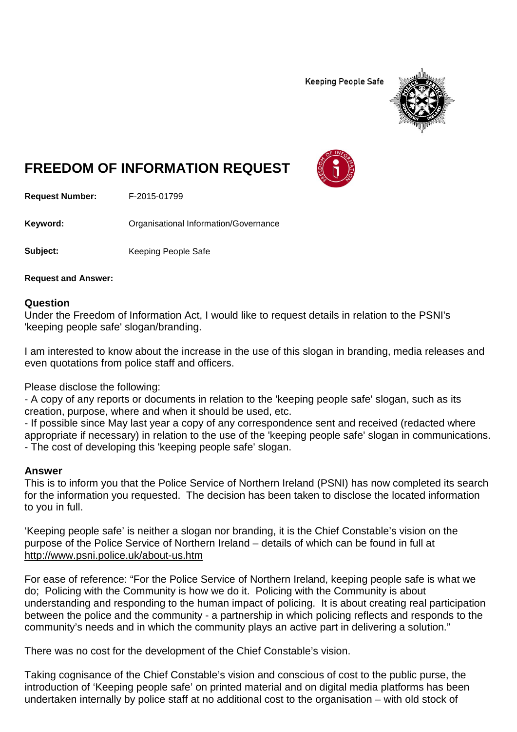Keeping People Safe

# FREEDOM OF INFORMATION REQUEST

**Request Number:** F-2015-01799

**Keyword:** Organisational Information/Governance

**Subject:** Keeping People Safe

**Request and Answer:**

## Question

Under the Freedom of Information Act, I would like to request details in relation to the PSNI's 'keeping people safe' slogan/branding.

I am interested to know about the increase in the use of this slogan in branding, media releases and even quotations from police staff and officers.

Please disclose the following:
- A copy of any reports or documents in relation to the 'keeping people safe' slogan, such as its creation, purpose, where and when it should be used, etc.
- If possible since May last year a copy of any correspondence sent and received (redacted where appropriate if necessary) in relation to the use of the 'keeping people safe' slogan in communications.
- The cost of developing this 'keeping people safe' slogan.

## Answer

This is to inform you that the Police Service of Northern Ireland (PSNI) has now completed its search for the information you requested. The decision has been taken to disclose the located information to you in full.

'Keeping people safe' is neither a slogan nor branding, it is the Chief Constable's vision on the purpose of the Police Service of Northern Ireland – details of which can be found in full at http://www.psni.police.uk/about-us.htm

For ease of reference: "For the Police Service of Northern Ireland, keeping people safe is what we do; Policing with the Community is how we do it. Policing with the Community is about understanding and responding to the human impact of policing. It is about creating real participation between the police and the community - a partnership in which policing reflects and responds to the community's needs and in which the community plays an active part in delivering a solution."

There was no cost for the development of the Chief Constable's vision.

Taking cognisance of the Chief Constable's vision and conscious of cost to the public purse, the introduction of 'Keeping people safe' on printed material and on digital media platforms has been undertaken internally by police staff at no additional cost to the organisation – with old stock of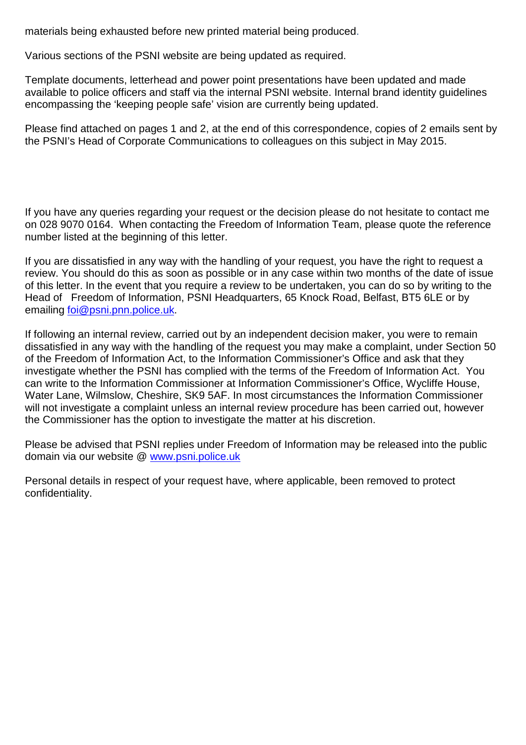materials being exhausted before new printed material being produced.

Various sections of the PSNI website are being updated as required.

Template documents, letterhead and power point presentations have been updated and made available to police officers and staff via the internal PSNI website. Internal brand identity guidelines encompassing the 'keeping people safe' vision are currently being updated.

Please find attached on pages 1 and 2, at the end of this correspondence, copies of 2 emails sent by the PSNI's Head of Corporate Communications to colleagues on this subject in May 2015.

If you have any queries regarding your request or the decision please do not hesitate to contact me on 028 9070 0164. When contacting the Freedom of Information Team, please quote the reference number listed at the beginning of this letter.

If you are dissatisfied in any way with the handling of your request, you have the right to request a review. You should do this as soon as possible or in any case within two months of the date of issue of this letter. In the event that you require a review to be undertaken, you can do so by writing to the Head of Freedom of Information, PSNI Headquarters, 65 Knock Road, Belfast, BT5 6LE or by emailing foi@psni.pnn.police.uk.

If following an internal review, carried out by an independent decision maker, you were to remain dissatisfied in any way with the handling of the request you may make a complaint, under Section 50 of the Freedom of Information Act, to the Information Commissioner's Office and ask that they investigate whether the PSNI has complied with the terms of the Freedom of Information Act. You can write to the Information Commissioner at Information Commissioner's Office, Wycliffe House, Water Lane, Wilmslow, Cheshire, SK9 5AF. In most circumstances the Information Commissioner will not investigate a complaint unless an internal review procedure has been carried out, however the Commissioner has the option to investigate the matter at his discretion.

Please be advised that PSNI replies under Freedom of Information may be released into the public domain via our website @ www.psni.police.uk

Personal details in respect of your request have, where applicable, been removed to protect confidentiality.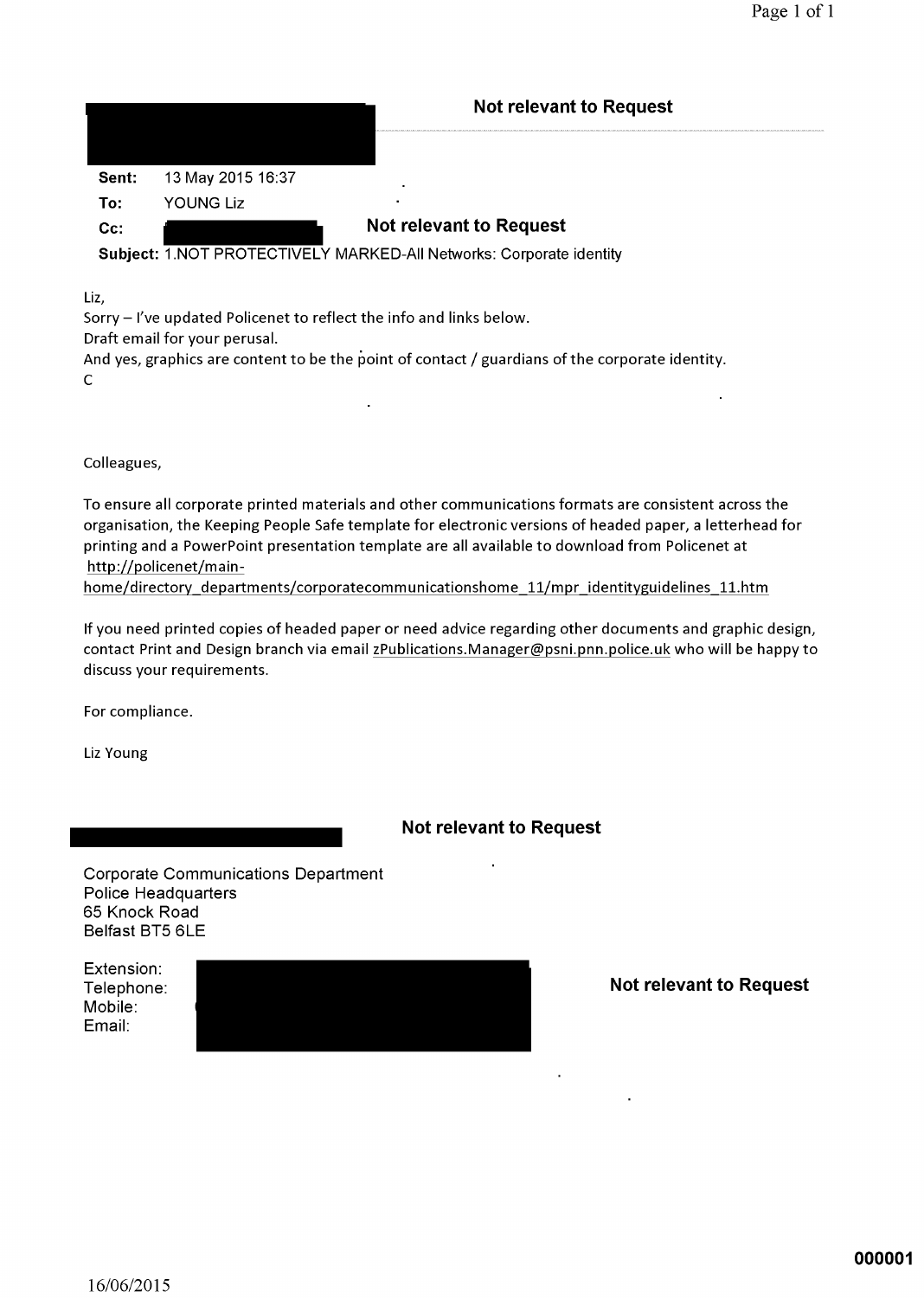Not relevant to Request

**Sent:** 13 May 2015 16:37

**To:** YOUNG Liz

**Cc:** Not relevant to Request

**Subject:** 1.NOT PROTECTIVELY MARKED-All Networks: Corporate identity

Liz,

Sorry – I've updated Policenet to reflect the info and links below.

Draft email for your perusal.

And yes, graphics are content to be the point of contact / guardians of the corporate identity.

C

Colleagues,

To ensure all corporate printed materials and other communications formats are consistent across the organisation, the Keeping People Safe template for electronic versions of headed paper, a letterhead for printing and a PowerPoint presentation template are all available to download from Policenet at http://policenet/main-home/directory_departments/corporatecommunicationshome_11/mpr_identityguidelines_11.htm

If you need printed copies of headed paper or need advice regarding other documents and graphic design, contact Print and Design branch via email zPublications.Manager@psni.pnn.police.uk who will be happy to discuss your requirements.

For compliance.

Liz Young

Not relevant to Request

Corporate Communications Department
Police Headquarters
65 Knock Road
Belfast BT5 6LE

Extension:
Telephone:
Mobile:
Email:

Not relevant to Request

000001

16/06/2015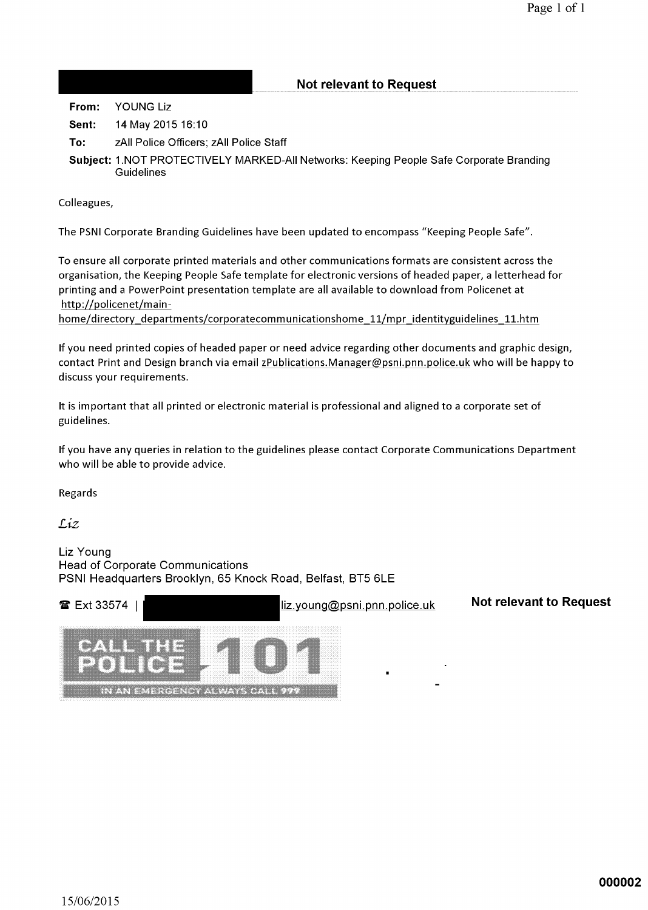**Not relevant to Request**

**From:** YOUNG Liz
**Sent:** 14 May 2015 16:10
**To:** zAll Police Officers; zAll Police Staff
**Subject:** 1.NOT PROTECTIVELY MARKED-All Networks: Keeping People Safe Corporate Branding Guidelines

Colleagues,

The PSNI Corporate Branding Guidelines have been updated to encompass "Keeping People Safe".

To ensure all corporate printed materials and other communications formats are consistent across the organisation, the Keeping People Safe template for electronic versions of headed paper, a letterhead for printing and a PowerPoint presentation template are all available to download from Policenet at http://policenet/main-home/directory_departments/corporatecommunicationshome_11/mpr_identityguidelines_11.htm

If you need printed copies of headed paper or need advice regarding other documents and graphic design, contact Print and Design branch via email zPublications.Manager@psni.pnn.police.uk who will be happy to discuss your requirements.

It is important that all printed or electronic material is professional and aligned to a corporate set of guidelines.

If you have any queries in relation to the guidelines please contact Corporate Communications Department who will be able to provide advice.

Regards

*Liz*

Liz Young
Head of Corporate Communications
PSNI Headquarters Brooklyn, 65 Knock Road, Belfast, BT5 6LE

☎ Ext 33574 | liz.young@psni.pnn.police.uk **Not relevant to Request**

CALL THE POLICE 101
IN AN EMERGENCY ALWAYS CALL 999

**000002**

15/06/2015